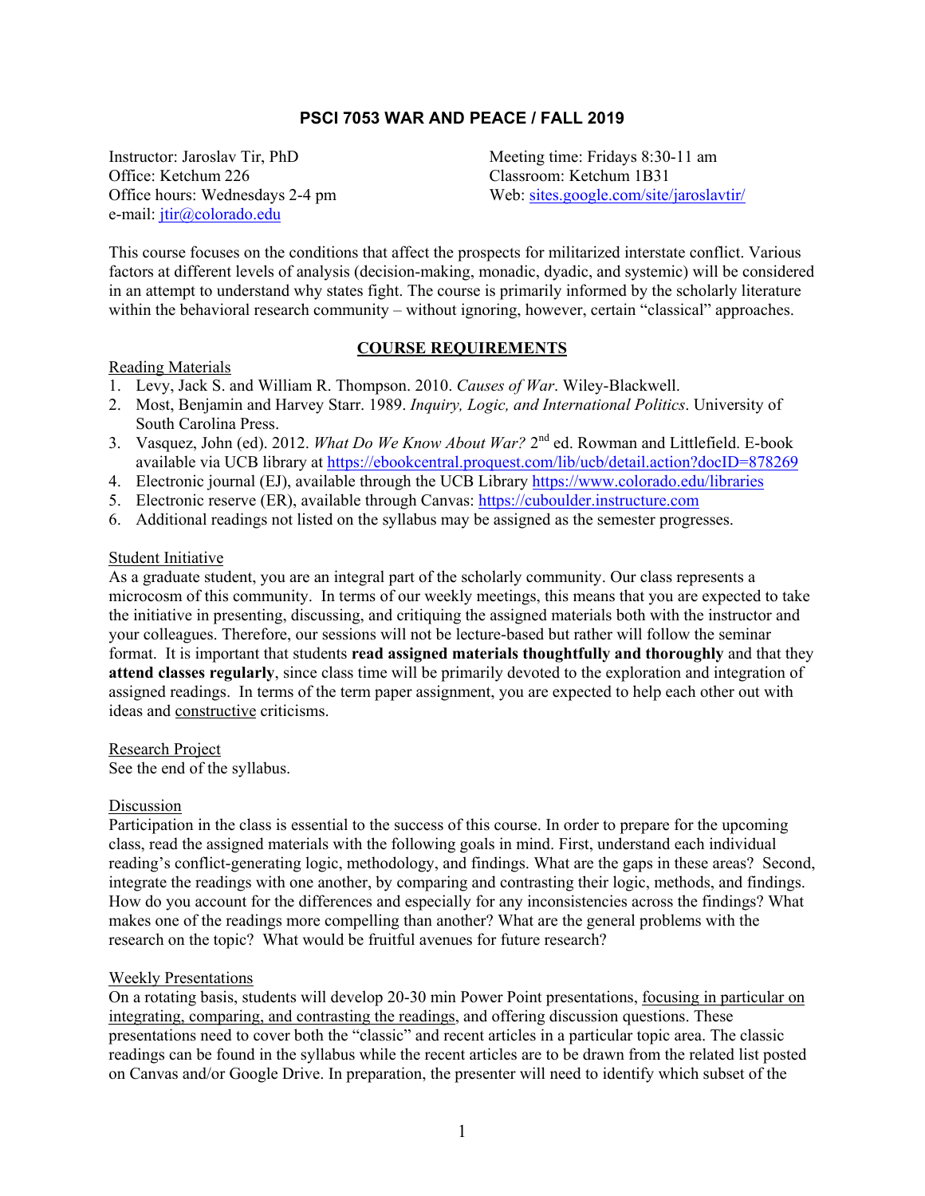# PSCI 7053 WAR AND PEACE / FALL 2019

Instructor: Jaroslav Tir, PhD
Office: Ketchum 226
Office hours: Wednesdays 2-4 pm
e-mail: jtir@colorado.edu

Meeting time: Fridays 8:30-11 am
Classroom: Ketchum 1B31
Web: sites.google.com/site/jaroslavtir/

This course focuses on the conditions that affect the prospects for militarized interstate conflict. Various factors at different levels of analysis (decision-making, monadic, dyadic, and systemic) will be considered in an attempt to understand why states fight. The course is primarily informed by the scholarly literature within the behavioral research community – without ignoring, however, certain "classical" approaches.

## COURSE REQUIREMENTS

Reading Materials

1. Levy, Jack S. and William R. Thompson. 2010. *Causes of War*. Wiley-Blackwell.
2. Most, Benjamin and Harvey Starr. 1989. *Inquiry, Logic, and International Politics*. University of South Carolina Press.
3. Vasquez, John (ed). 2012. *What Do We Know About War?* 2nd ed. Rowman and Littlefield. E-book available via UCB library at https://ebookcentral.proquest.com/lib/ucb/detail.action?docID=878269
4. Electronic journal (EJ), available through the UCB Library https://www.colorado.edu/libraries
5. Electronic reserve (ER), available through Canvas: https://cuboulder.instructure.com
6. Additional readings not listed on the syllabus may be assigned as the semester progresses.

Student Initiative

As a graduate student, you are an integral part of the scholarly community. Our class represents a microcosm of this community. In terms of our weekly meetings, this means that you are expected to take the initiative in presenting, discussing, and critiquing the assigned materials both with the instructor and your colleagues. Therefore, our sessions will not be lecture-based but rather will follow the seminar format. It is important that students **read assigned materials thoughtfully and thoroughly** and that they **attend classes regularly**, since class time will be primarily devoted to the exploration and integration of assigned readings. In terms of the term paper assignment, you are expected to help each other out with ideas and constructive criticisms.

Research Project

See the end of the syllabus.

Discussion

Participation in the class is essential to the success of this course. In order to prepare for the upcoming class, read the assigned materials with the following goals in mind. First, understand each individual reading's conflict-generating logic, methodology, and findings. What are the gaps in these areas? Second, integrate the readings with one another, by comparing and contrasting their logic, methods, and findings. How do you account for the differences and especially for any inconsistencies across the findings? What makes one of the readings more compelling than another? What are the general problems with the research on the topic? What would be fruitful avenues for future research?

Weekly Presentations

On a rotating basis, students will develop 20-30 min Power Point presentations, focusing in particular on integrating, comparing, and contrasting the readings, and offering discussion questions. These presentations need to cover both the "classic" and recent articles in a particular topic area. The classic readings can be found in the syllabus while the recent articles are to be drawn from the related list posted on Canvas and/or Google Drive. In preparation, the presenter will need to identify which subset of the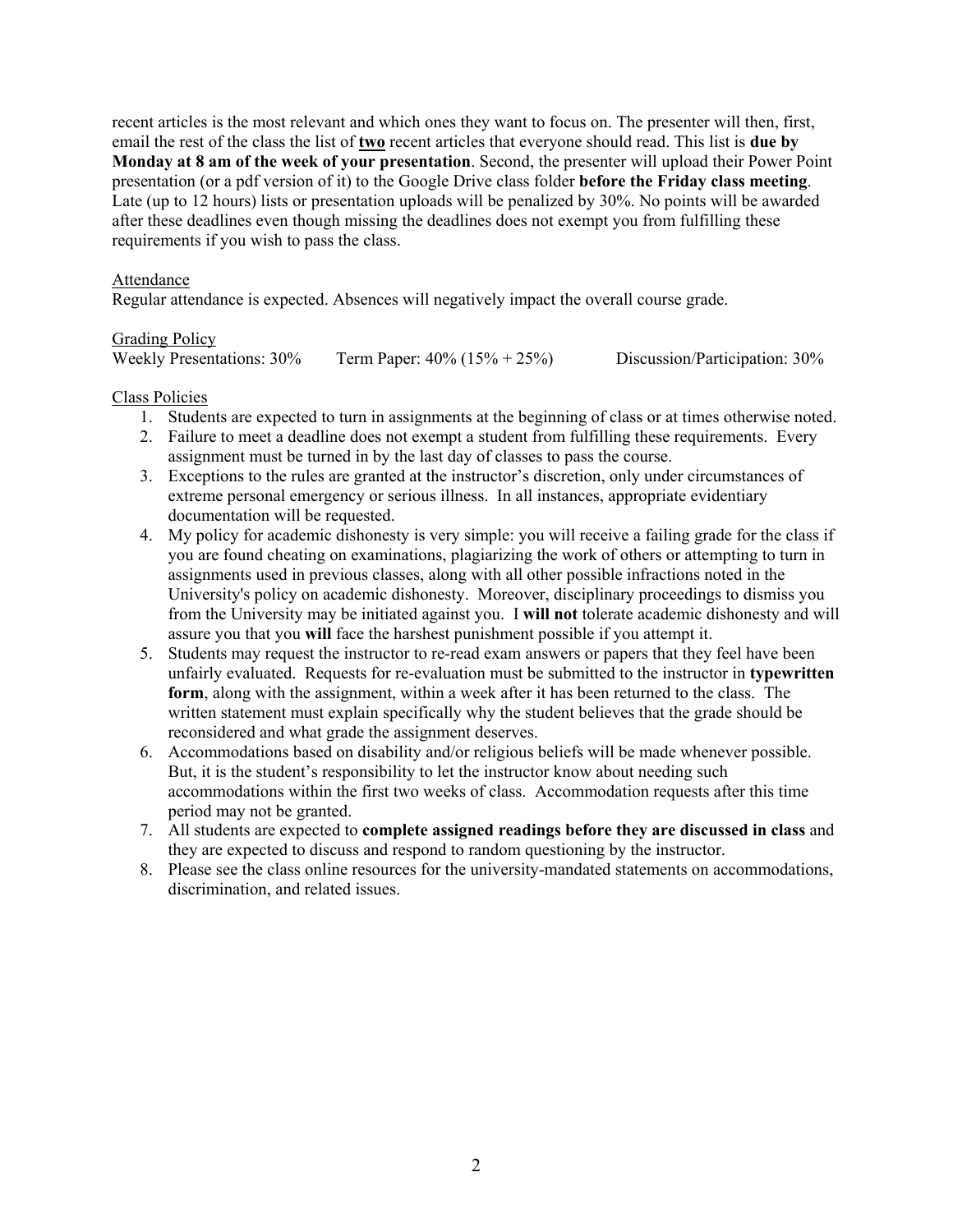recent articles is the most relevant and which ones they want to focus on. The presenter will then, first, email the rest of the class the list of **two** recent articles that everyone should read. This list is **due by Monday at 8 am of the week of your presentation**. Second, the presenter will upload their Power Point presentation (or a pdf version of it) to the Google Drive class folder **before the Friday class meeting**. Late (up to 12 hours) lists or presentation uploads will be penalized by 30%. No points will be awarded after these deadlines even though missing the deadlines does not exempt you from fulfilling these requirements if you wish to pass the class.

Attendance

Regular attendance is expected. Absences will negatively impact the overall course grade.

Grading Policy

Weekly Presentations: 30%  Term Paper: 40% (15% + 25%)  Discussion/Participation: 30%

Class Policies

1. Students are expected to turn in assignments at the beginning of class or at times otherwise noted.
2. Failure to meet a deadline does not exempt a student from fulfilling these requirements. Every assignment must be turned in by the last day of classes to pass the course.
3. Exceptions to the rules are granted at the instructor's discretion, only under circumstances of extreme personal emergency or serious illness. In all instances, appropriate evidentiary documentation will be requested.
4. My policy for academic dishonesty is very simple: you will receive a failing grade for the class if you are found cheating on examinations, plagiarizing the work of others or attempting to turn in assignments used in previous classes, along with all other possible infractions noted in the University's policy on academic dishonesty. Moreover, disciplinary proceedings to dismiss you from the University may be initiated against you. I **will not** tolerate academic dishonesty and will assure you that you **will** face the harshest punishment possible if you attempt it.
5. Students may request the instructor to re-read exam answers or papers that they feel have been unfairly evaluated. Requests for re-evaluation must be submitted to the instructor in **typewritten form**, along with the assignment, within a week after it has been returned to the class. The written statement must explain specifically why the student believes that the grade should be reconsidered and what grade the assignment deserves.
6. Accommodations based on disability and/or religious beliefs will be made whenever possible. But, it is the student's responsibility to let the instructor know about needing such accommodations within the first two weeks of class. Accommodation requests after this time period may not be granted.
7. All students are expected to **complete assigned readings before they are discussed in class** and they are expected to discuss and respond to random questioning by the instructor.
8. Please see the class online resources for the university-mandated statements on accommodations, discrimination, and related issues.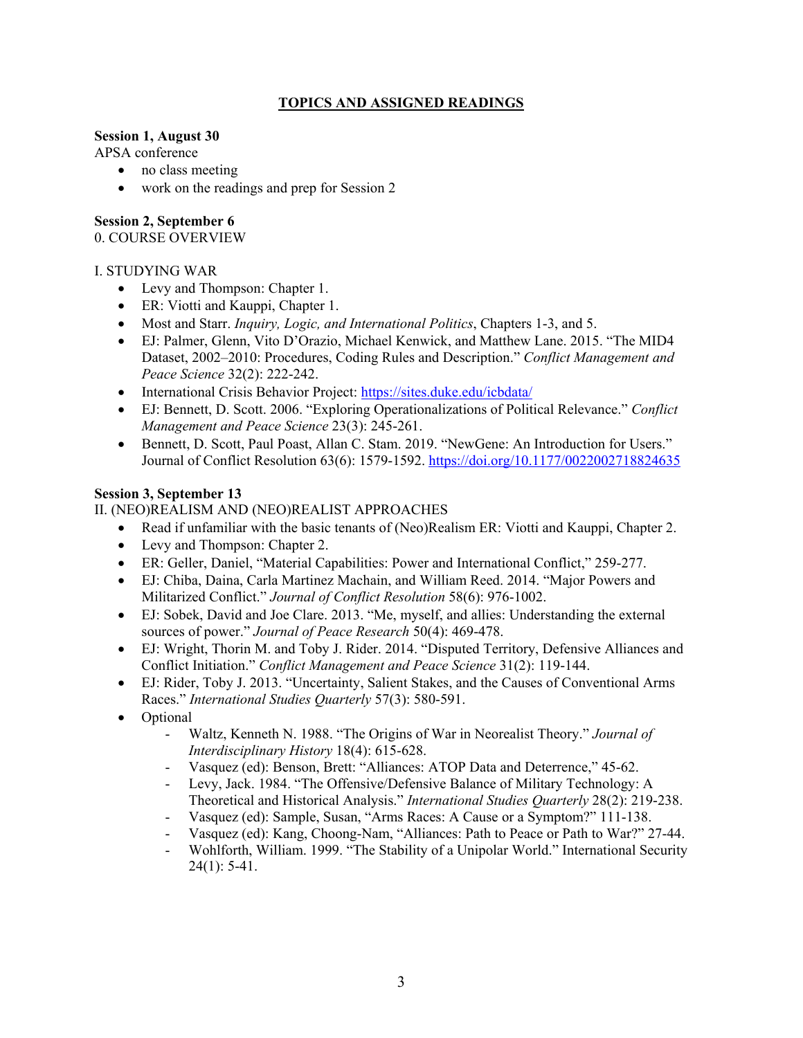## TOPICS AND ASSIGNED READINGS

**Session 1, August 30**

APSA conference

- no class meeting
- work on the readings and prep for Session 2

**Session 2, September 6**

0. COURSE OVERVIEW

I. STUDYING WAR

- Levy and Thompson: Chapter 1.
- ER: Viotti and Kauppi, Chapter 1.
- Most and Starr. *Inquiry, Logic, and International Politics*, Chapters 1-3, and 5.
- EJ: Palmer, Glenn, Vito D'Orazio, Michael Kenwick, and Matthew Lane. 2015. "The MID4 Dataset, 2002–2010: Procedures, Coding Rules and Description." *Conflict Management and Peace Science* 32(2): 222-242.
- International Crisis Behavior Project: https://sites.duke.edu/icbdata/
- EJ: Bennett, D. Scott. 2006. "Exploring Operationalizations of Political Relevance." *Conflict Management and Peace Science* 23(3): 245-261.
- Bennett, D. Scott, Paul Poast, Allan C. Stam. 2019. "NewGene: An Introduction for Users." Journal of Conflict Resolution 63(6): 1579-1592. https://doi.org/10.1177/0022002718824635

**Session 3, September 13**

II. (NEO)REALISM AND (NEO)REALIST APPROACHES

- Read if unfamiliar with the basic tenants of (Neo)Realism ER: Viotti and Kauppi, Chapter 2.
- Levy and Thompson: Chapter 2.
- ER: Geller, Daniel, "Material Capabilities: Power and International Conflict," 259-277.
- EJ: Chiba, Daina, Carla Martinez Machain, and William Reed. 2014. "Major Powers and Militarized Conflict." *Journal of Conflict Resolution* 58(6): 976-1002.
- EJ: Sobek, David and Joe Clare. 2013. "Me, myself, and allies: Understanding the external sources of power." *Journal of Peace Research* 50(4): 469-478.
- EJ: Wright, Thorin M. and Toby J. Rider. 2014. "Disputed Territory, Defensive Alliances and Conflict Initiation." *Conflict Management and Peace Science* 31(2): 119-144.
- EJ: Rider, Toby J. 2013. "Uncertainty, Salient Stakes, and the Causes of Conventional Arms Races." *International Studies Quarterly* 57(3): 580-591.
- Optional
  - Waltz, Kenneth N. 1988. "The Origins of War in Neorealist Theory." *Journal of Interdisciplinary History* 18(4): 615-628.
  - Vasquez (ed): Benson, Brett: "Alliances: ATOP Data and Deterrence," 45-62.
  - Levy, Jack. 1984. "The Offensive/Defensive Balance of Military Technology: A Theoretical and Historical Analysis." *International Studies Quarterly* 28(2): 219-238.
  - Vasquez (ed): Sample, Susan, "Arms Races: A Cause or a Symptom?" 111-138.
  - Vasquez (ed): Kang, Choong-Nam, "Alliances: Path to Peace or Path to War?" 27-44.
  - Wohlforth, William. 1999. "The Stability of a Unipolar World." International Security 24(1): 5-41.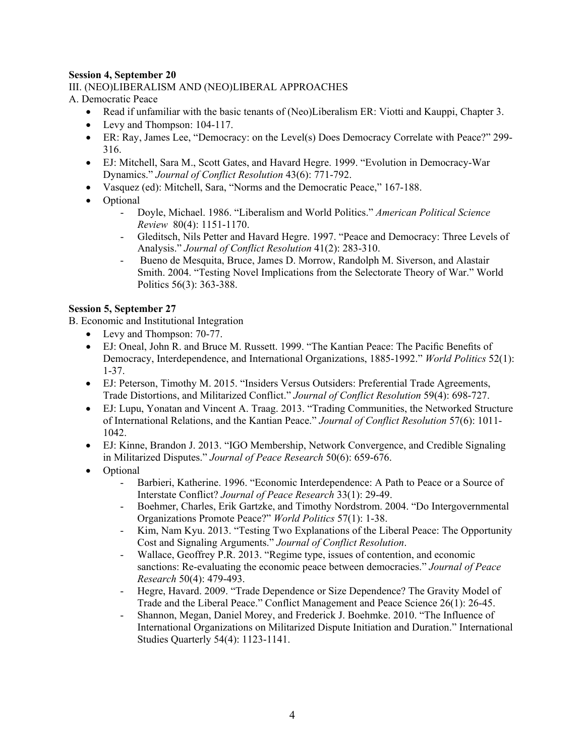**Session 4, September 20**

III. (NEO)LIBERALISM AND (NEO)LIBERAL APPROACHES

A. Democratic Peace

- Read if unfamiliar with the basic tenants of (Neo)Liberalism ER: Viotti and Kauppi, Chapter 3.
- Levy and Thompson: 104-117.
- ER: Ray, James Lee, "Democracy: on the Level(s) Does Democracy Correlate with Peace?" 299-316.
- EJ: Mitchell, Sara M., Scott Gates, and Havard Hegre. 1999. "Evolution in Democracy-War Dynamics." *Journal of Conflict Resolution* 43(6): 771-792.
- Vasquez (ed): Mitchell, Sara, "Norms and the Democratic Peace," 167-188.
- Optional
    - Doyle, Michael. 1986. "Liberalism and World Politics." *American Political Science Review* 80(4): 1151-1170.
    - Gleditsch, Nils Petter and Havard Hegre. 1997. "Peace and Democracy: Three Levels of Analysis." *Journal of Conflict Resolution* 41(2): 283-310.
    - Bueno de Mesquita, Bruce, James D. Morrow, Randolph M. Siverson, and Alastair Smith. 2004. "Testing Novel Implications from the Selectorate Theory of War." World Politics 56(3): 363-388.

**Session 5, September 27**

B. Economic and Institutional Integration

- Levy and Thompson: 70-77.
- EJ: Oneal, John R. and Bruce M. Russett. 1999. "The Kantian Peace: The Pacific Benefits of Democracy, Interdependence, and International Organizations, 1885-1992." *World Politics* 52(1): 1-37.
- EJ: Peterson, Timothy M. 2015. "Insiders Versus Outsiders: Preferential Trade Agreements, Trade Distortions, and Militarized Conflict." *Journal of Conflict Resolution* 59(4): 698-727.
- EJ: Lupu, Yonatan and Vincent A. Traag. 2013. "Trading Communities, the Networked Structure of International Relations, and the Kantian Peace." *Journal of Conflict Resolution* 57(6): 1011-1042.
- EJ: Kinne, Brandon J. 2013. "IGO Membership, Network Convergence, and Credible Signaling in Militarized Disputes." *Journal of Peace Research* 50(6): 659-676.
- Optional
    - Barbieri, Katherine. 1996. "Economic Interdependence: A Path to Peace or a Source of Interstate Conflict? *Journal of Peace Research* 33(1): 29-49.
    - Boehmer, Charles, Erik Gartzke, and Timothy Nordstrom. 2004. "Do Intergovernmental Organizations Promote Peace?" *World Politics* 57(1): 1-38.
    - Kim, Nam Kyu. 2013. "Testing Two Explanations of the Liberal Peace: The Opportunity Cost and Signaling Arguments." *Journal of Conflict Resolution*.
    - Wallace, Geoffrey P.R. 2013. "Regime type, issues of contention, and economic sanctions: Re-evaluating the economic peace between democracies." *Journal of Peace Research* 50(4): 479-493.
    - Hegre, Havard. 2009. "Trade Dependence or Size Dependence? The Gravity Model of Trade and the Liberal Peace." Conflict Management and Peace Science 26(1): 26-45.
    - Shannon, Megan, Daniel Morey, and Frederick J. Boehmke. 2010. "The Influence of International Organizations on Militarized Dispute Initiation and Duration." International Studies Quarterly 54(4): 1123-1141.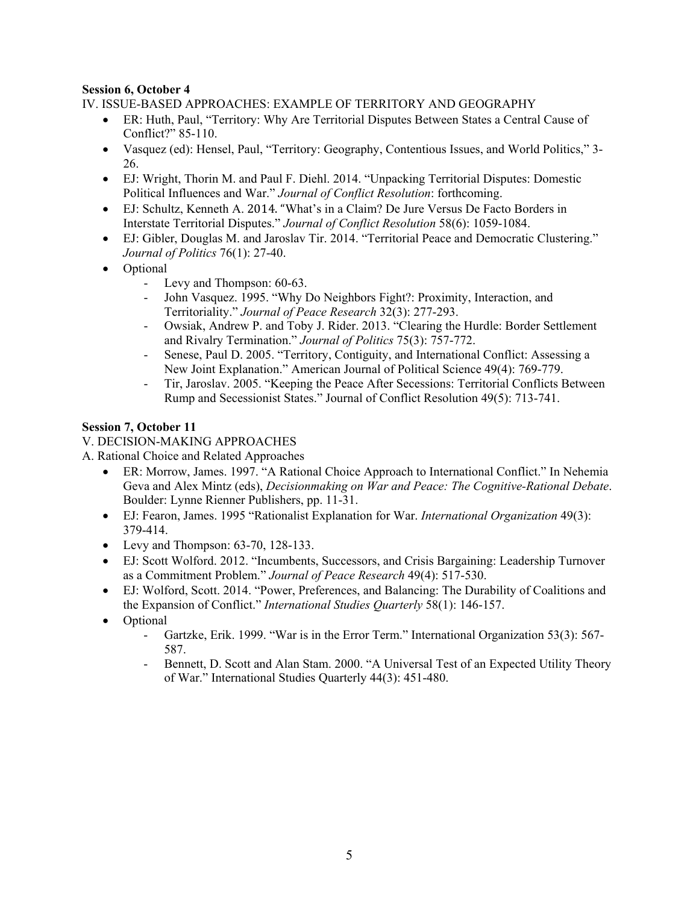**Session 6, October 4**

IV. ISSUE-BASED APPROACHES: EXAMPLE OF TERRITORY AND GEOGRAPHY

- ER: Huth, Paul, "Territory: Why Are Territorial Disputes Between States a Central Cause of Conflict?" 85-110.
- Vasquez (ed): Hensel, Paul, "Territory: Geography, Contentious Issues, and World Politics," 3-26.
- EJ: Wright, Thorin M. and Paul F. Diehl. 2014. "Unpacking Territorial Disputes: Domestic Political Influences and War." *Journal of Conflict Resolution*: forthcoming.
- EJ: Schultz, Kenneth A. 2014. "What's in a Claim? De Jure Versus De Facto Borders in Interstate Territorial Disputes." *Journal of Conflict Resolution* 58(6): 1059-1084.
- EJ: Gibler, Douglas M. and Jaroslav Tir. 2014. "Territorial Peace and Democratic Clustering." *Journal of Politics* 76(1): 27-40.
- Optional
  - Levy and Thompson: 60-63.
  - John Vasquez. 1995. "Why Do Neighbors Fight?: Proximity, Interaction, and Territoriality." *Journal of Peace Research* 32(3): 277-293.
  - Owsiak, Andrew P. and Toby J. Rider. 2013. "Clearing the Hurdle: Border Settlement and Rivalry Termination." *Journal of Politics* 75(3): 757-772.
  - Senese, Paul D. 2005. "Territory, Contiguity, and International Conflict: Assessing a New Joint Explanation." American Journal of Political Science 49(4): 769-779.
  - Tir, Jaroslav. 2005. "Keeping the Peace After Secessions: Territorial Conflicts Between Rump and Secessionist States." Journal of Conflict Resolution 49(5): 713-741.

**Session 7, October 11**

V. DECISION-MAKING APPROACHES

A. Rational Choice and Related Approaches

- ER: Morrow, James. 1997. "A Rational Choice Approach to International Conflict." In Nehemia Geva and Alex Mintz (eds), *Decisionmaking on War and Peace: The Cognitive-Rational Debate*. Boulder: Lynne Rienner Publishers, pp. 11-31.
- EJ: Fearon, James. 1995 "Rationalist Explanation for War. *International Organization* 49(3): 379-414.
- Levy and Thompson: 63-70, 128-133.
- EJ: Scott Wolford. 2012. "Incumbents, Successors, and Crisis Bargaining: Leadership Turnover as a Commitment Problem." *Journal of Peace Research* 49(4): 517-530.
- EJ: Wolford, Scott. 2014. "Power, Preferences, and Balancing: The Durability of Coalitions and the Expansion of Conflict." *International Studies Quarterly* 58(1): 146-157.
- Optional
  - Gartzke, Erik. 1999. "War is in the Error Term." International Organization 53(3): 567-587.
  - Bennett, D. Scott and Alan Stam. 2000. "A Universal Test of an Expected Utility Theory of War." International Studies Quarterly 44(3): 451-480.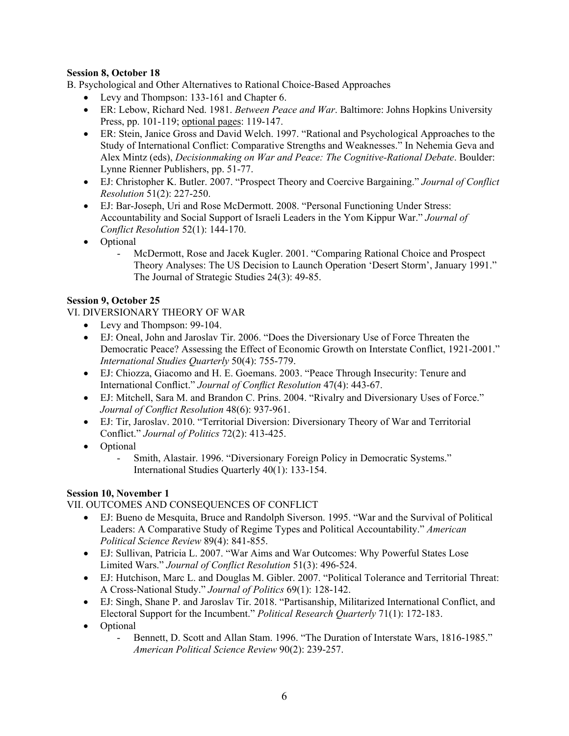**Session 8, October 18**

B. Psychological and Other Alternatives to Rational Choice-Based Approaches

- Levy and Thompson: 133-161 and Chapter 6.
- ER: Lebow, Richard Ned. 1981. *Between Peace and War*. Baltimore: Johns Hopkins University Press, pp. 101-119; optional pages: 119-147.
- ER: Stein, Janice Gross and David Welch. 1997. "Rational and Psychological Approaches to the Study of International Conflict: Comparative Strengths and Weaknesses." In Nehemia Geva and Alex Mintz (eds), *Decisionmaking on War and Peace: The Cognitive-Rational Debate*. Boulder: Lynne Rienner Publishers, pp. 51-77.
- EJ: Christopher K. Butler. 2007. "Prospect Theory and Coercive Bargaining." *Journal of Conflict Resolution* 51(2): 227-250.
- EJ: Bar-Joseph, Uri and Rose McDermott. 2008. "Personal Functioning Under Stress: Accountability and Social Support of Israeli Leaders in the Yom Kippur War." *Journal of Conflict Resolution* 52(1): 144-170.
- Optional
  - McDermott, Rose and Jacek Kugler. 2001. "Comparing Rational Choice and Prospect Theory Analyses: The US Decision to Launch Operation 'Desert Storm', January 1991." The Journal of Strategic Studies 24(3): 49-85.

**Session 9, October 25**

VI. DIVERSIONARY THEORY OF WAR

- Levy and Thompson: 99-104.
- EJ: Oneal, John and Jaroslav Tir. 2006. "Does the Diversionary Use of Force Threaten the Democratic Peace? Assessing the Effect of Economic Growth on Interstate Conflict, 1921-2001." *International Studies Quarterly* 50(4): 755-779.
- EJ: Chiozza, Giacomo and H. E. Goemans. 2003. "Peace Through Insecurity: Tenure and International Conflict." *Journal of Conflict Resolution* 47(4): 443-67.
- EJ: Mitchell, Sara M. and Brandon C. Prins. 2004. "Rivalry and Diversionary Uses of Force." *Journal of Conflict Resolution* 48(6): 937-961.
- EJ: Tir, Jaroslav. 2010. "Territorial Diversion: Diversionary Theory of War and Territorial Conflict." *Journal of Politics* 72(2): 413-425.
- Optional
  - Smith, Alastair. 1996. "Diversionary Foreign Policy in Democratic Systems." International Studies Quarterly 40(1): 133-154.

**Session 10, November 1**

VII. OUTCOMES AND CONSEQUENCES OF CONFLICT

- EJ: Bueno de Mesquita, Bruce and Randolph Siverson. 1995. "War and the Survival of Political Leaders: A Comparative Study of Regime Types and Political Accountability." *American Political Science Review* 89(4): 841-855.
- EJ: Sullivan, Patricia L. 2007. "War Aims and War Outcomes: Why Powerful States Lose Limited Wars." *Journal of Conflict Resolution* 51(3): 496-524.
- EJ: Hutchison, Marc L. and Douglas M. Gibler. 2007. "Political Tolerance and Territorial Threat: A Cross-National Study." *Journal of Politics* 69(1): 128-142.
- EJ: Singh, Shane P. and Jaroslav Tir. 2018. "Partisanship, Militarized International Conflict, and Electoral Support for the Incumbent." *Political Research Quarterly* 71(1): 172-183.
- Optional
  - Bennett, D. Scott and Allan Stam. 1996. "The Duration of Interstate Wars, 1816-1985." *American Political Science Review* 90(2): 239-257.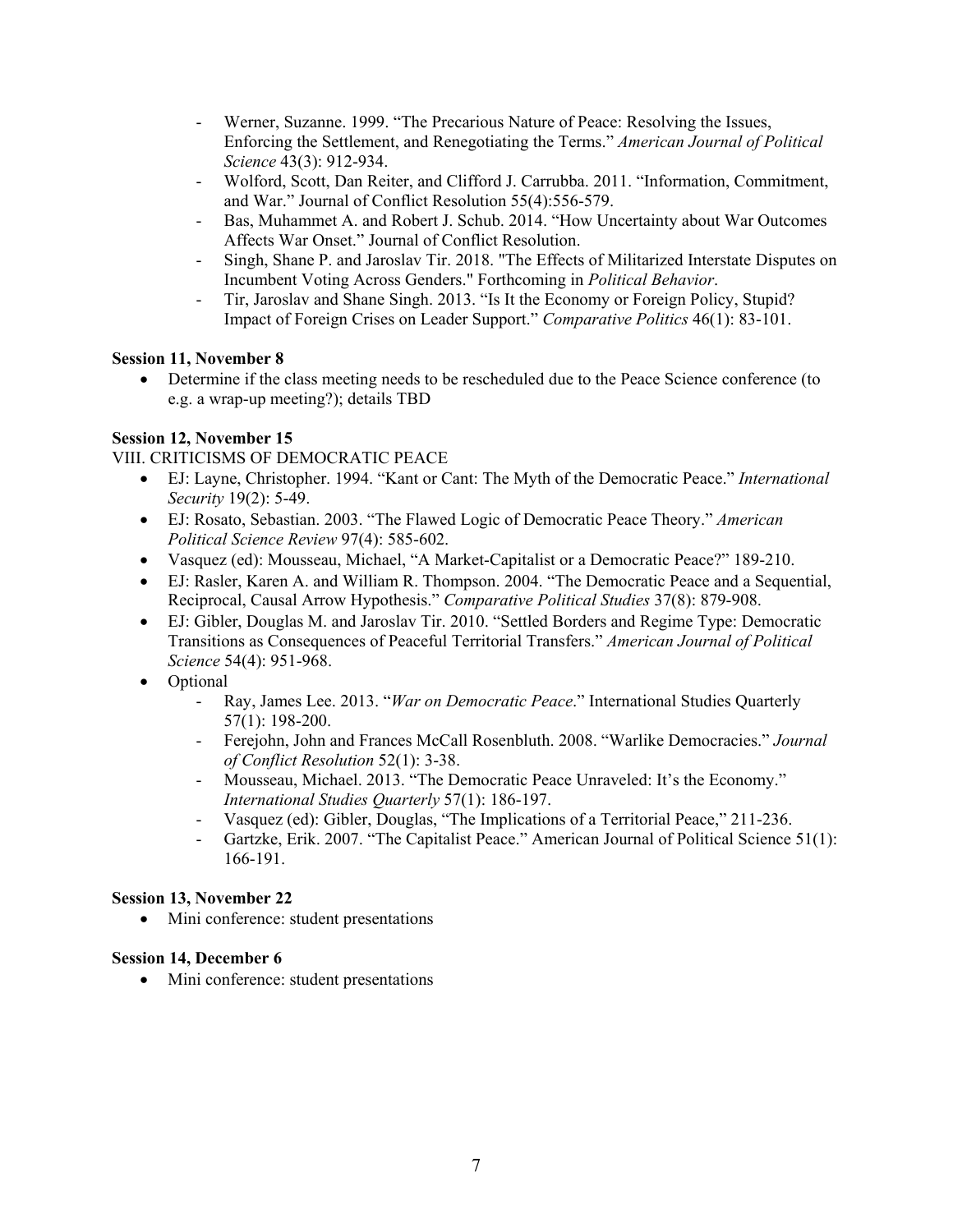- Werner, Suzanne. 1999. "The Precarious Nature of Peace: Resolving the Issues, Enforcing the Settlement, and Renegotiating the Terms." *American Journal of Political Science* 43(3): 912-934.
- Wolford, Scott, Dan Reiter, and Clifford J. Carrubba. 2011. "Information, Commitment, and War." Journal of Conflict Resolution 55(4):556-579.
- Bas, Muhammet A. and Robert J. Schub. 2014. "How Uncertainty about War Outcomes Affects War Onset." Journal of Conflict Resolution.
- Singh, Shane P. and Jaroslav Tir. 2018. "The Effects of Militarized Interstate Disputes on Incumbent Voting Across Genders." Forthcoming in *Political Behavior*.
- Tir, Jaroslav and Shane Singh. 2013. "Is It the Economy or Foreign Policy, Stupid? Impact of Foreign Crises on Leader Support." *Comparative Politics* 46(1): 83-101.

**Session 11, November 8**

- Determine if the class meeting needs to be rescheduled due to the Peace Science conference (to e.g. a wrap-up meeting?); details TBD

**Session 12, November 15**

VIII. CRITICISMS OF DEMOCRATIC PEACE

- EJ: Layne, Christopher. 1994. "Kant or Cant: The Myth of the Democratic Peace." *International Security* 19(2): 5-49.
- EJ: Rosato, Sebastian. 2003. "The Flawed Logic of Democratic Peace Theory." *American Political Science Review* 97(4): 585-602.
- Vasquez (ed): Mousseau, Michael, "A Market-Capitalist or a Democratic Peace?" 189-210.
- EJ: Rasler, Karen A. and William R. Thompson. 2004. "The Democratic Peace and a Sequential, Reciprocal, Causal Arrow Hypothesis." *Comparative Political Studies* 37(8): 879-908.
- EJ: Gibler, Douglas M. and Jaroslav Tir. 2010. "Settled Borders and Regime Type: Democratic Transitions as Consequences of Peaceful Territorial Transfers." *American Journal of Political Science* 54(4): 951-968.
- Optional
    - Ray, James Lee. 2013. "*War on Democratic Peace*." International Studies Quarterly 57(1): 198-200.
    - Ferejohn, John and Frances McCall Rosenbluth. 2008. "Warlike Democracies." *Journal of Conflict Resolution* 52(1): 3-38.
    - Mousseau, Michael. 2013. "The Democratic Peace Unraveled: It's the Economy." *International Studies Quarterly* 57(1): 186-197.
    - Vasquez (ed): Gibler, Douglas, "The Implications of a Territorial Peace," 211-236.
    - Gartzke, Erik. 2007. "The Capitalist Peace." American Journal of Political Science 51(1): 166-191.

**Session 13, November 22**

- Mini conference: student presentations

**Session 14, December 6**

- Mini conference: student presentations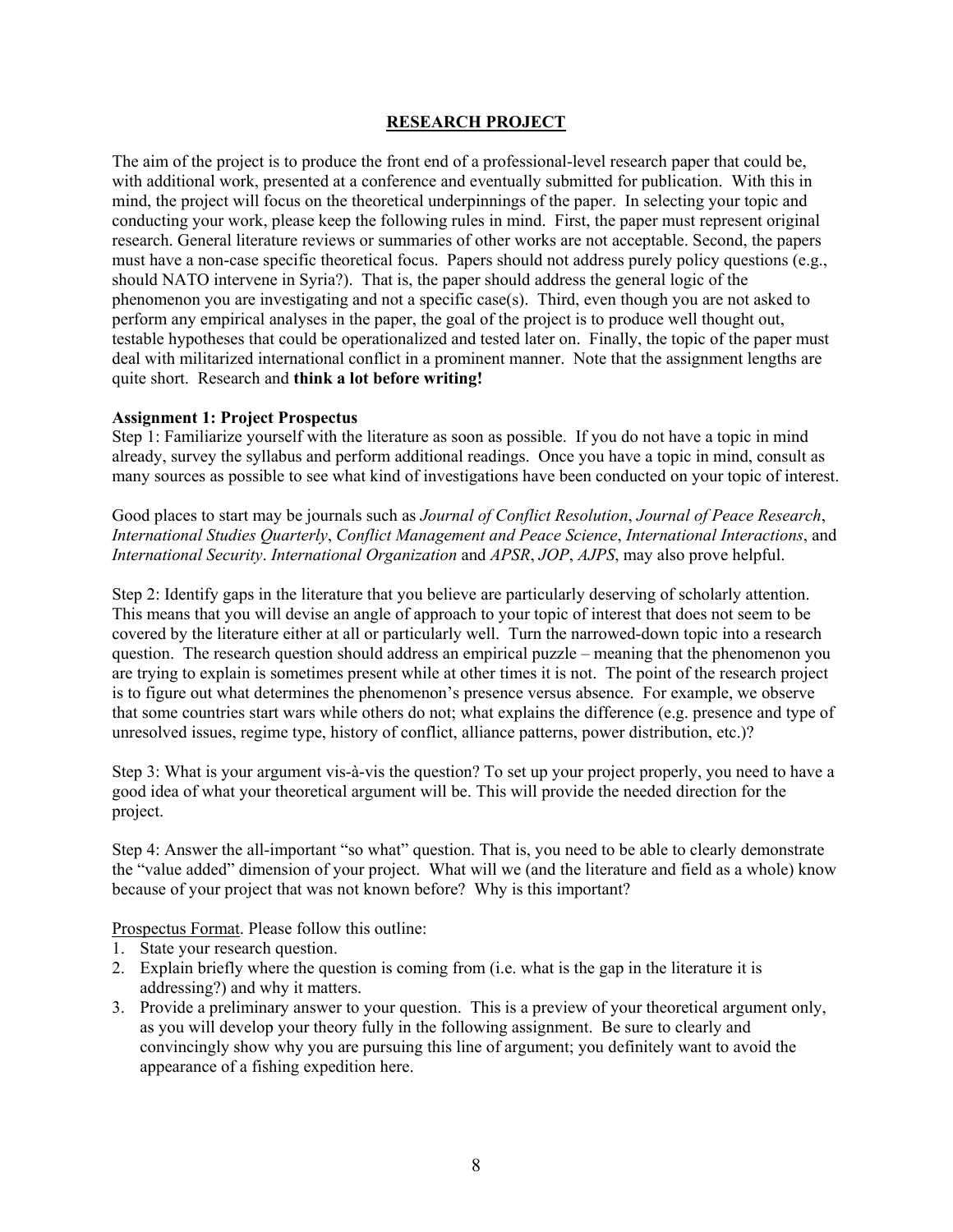# RESEARCH PROJECT

The aim of the project is to produce the front end of a professional-level research paper that could be, with additional work, presented at a conference and eventually submitted for publication. With this in mind, the project will focus on the theoretical underpinnings of the paper. In selecting your topic and conducting your work, please keep the following rules in mind. First, the paper must represent original research. General literature reviews or summaries of other works are not acceptable. Second, the papers must have a non-case specific theoretical focus. Papers should not address purely policy questions (e.g., should NATO intervene in Syria?). That is, the paper should address the general logic of the phenomenon you are investigating and not a specific case(s). Third, even though you are not asked to perform any empirical analyses in the paper, the goal of the project is to produce well thought out, testable hypotheses that could be operationalized and tested later on. Finally, the topic of the paper must deal with militarized international conflict in a prominent manner. Note that the assignment lengths are quite short. Research and **think a lot before writing!**

**Assignment 1: Project Prospectus**

Step 1: Familiarize yourself with the literature as soon as possible. If you do not have a topic in mind already, survey the syllabus and perform additional readings. Once you have a topic in mind, consult as many sources as possible to see what kind of investigations have been conducted on your topic of interest.

Good places to start may be journals such as *Journal of Conflict Resolution*, *Journal of Peace Research*, *International Studies Quarterly*, *Conflict Management and Peace Science*, *International Interactions*, and *International Security*. *International Organization* and *APSR*, *JOP*, *AJPS*, may also prove helpful.

Step 2: Identify gaps in the literature that you believe are particularly deserving of scholarly attention. This means that you will devise an angle of approach to your topic of interest that does not seem to be covered by the literature either at all or particularly well. Turn the narrowed-down topic into a research question. The research question should address an empirical puzzle – meaning that the phenomenon you are trying to explain is sometimes present while at other times it is not. The point of the research project is to figure out what determines the phenomenon's presence versus absence. For example, we observe that some countries start wars while others do not; what explains the difference (e.g. presence and type of unresolved issues, regime type, history of conflict, alliance patterns, power distribution, etc.)?

Step 3: What is your argument vis-à-vis the question? To set up your project properly, you need to have a good idea of what your theoretical argument will be. This will provide the needed direction for the project.

Step 4: Answer the all-important "so what" question. That is, you need to be able to clearly demonstrate the "value added" dimension of your project. What will we (and the literature and field as a whole) know because of your project that was not known before? Why is this important?

Prospectus Format. Please follow this outline:

1. State your research question.
2. Explain briefly where the question is coming from (i.e. what is the gap in the literature it is addressing?) and why it matters.
3. Provide a preliminary answer to your question. This is a preview of your theoretical argument only, as you will develop your theory fully in the following assignment. Be sure to clearly and convincingly show why you are pursuing this line of argument; you definitely want to avoid the appearance of a fishing expedition here.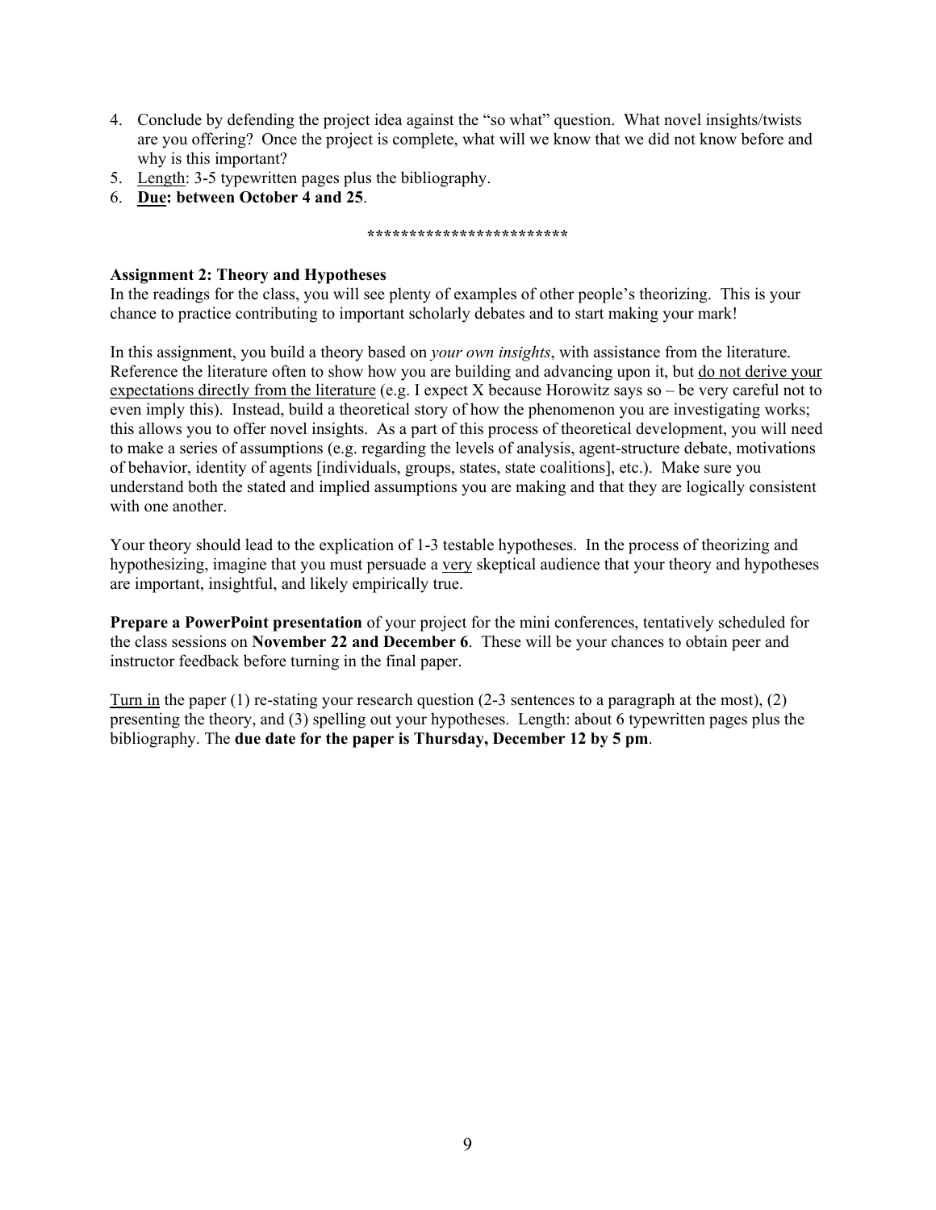4. Conclude by defending the project idea against the "so what" question. What novel insights/twists are you offering? Once the project is complete, what will we know that we did not know before and why is this important?
5. Length: 3-5 typewritten pages plus the bibliography.
6. **Due: between October 4 and 25**.

************************

**Assignment 2: Theory and Hypotheses**
In the readings for the class, you will see plenty of examples of other people's theorizing. This is your chance to practice contributing to important scholarly debates and to start making your mark!

In this assignment, you build a theory based on *your own insights*, with assistance from the literature. Reference the literature often to show how you are building and advancing upon it, but do not derive your expectations directly from the literature (e.g. I expect X because Horowitz says so – be very careful not to even imply this). Instead, build a theoretical story of how the phenomenon you are investigating works; this allows you to offer novel insights. As a part of this process of theoretical development, you will need to make a series of assumptions (e.g. regarding the levels of analysis, agent-structure debate, motivations of behavior, identity of agents [individuals, groups, states, state coalitions], etc.). Make sure you understand both the stated and implied assumptions you are making and that they are logically consistent with one another.

Your theory should lead to the explication of 1-3 testable hypotheses. In the process of theorizing and hypothesizing, imagine that you must persuade a very skeptical audience that your theory and hypotheses are important, insightful, and likely empirically true.

**Prepare a PowerPoint presentation** of your project for the mini conferences, tentatively scheduled for the class sessions on **November 22 and December 6**. These will be your chances to obtain peer and instructor feedback before turning in the final paper.

Turn in the paper (1) re-stating your research question (2-3 sentences to a paragraph at the most), (2) presenting the theory, and (3) spelling out your hypotheses. Length: about 6 typewritten pages plus the bibliography. The **due date for the paper is Thursday, December 12 by 5 pm**.